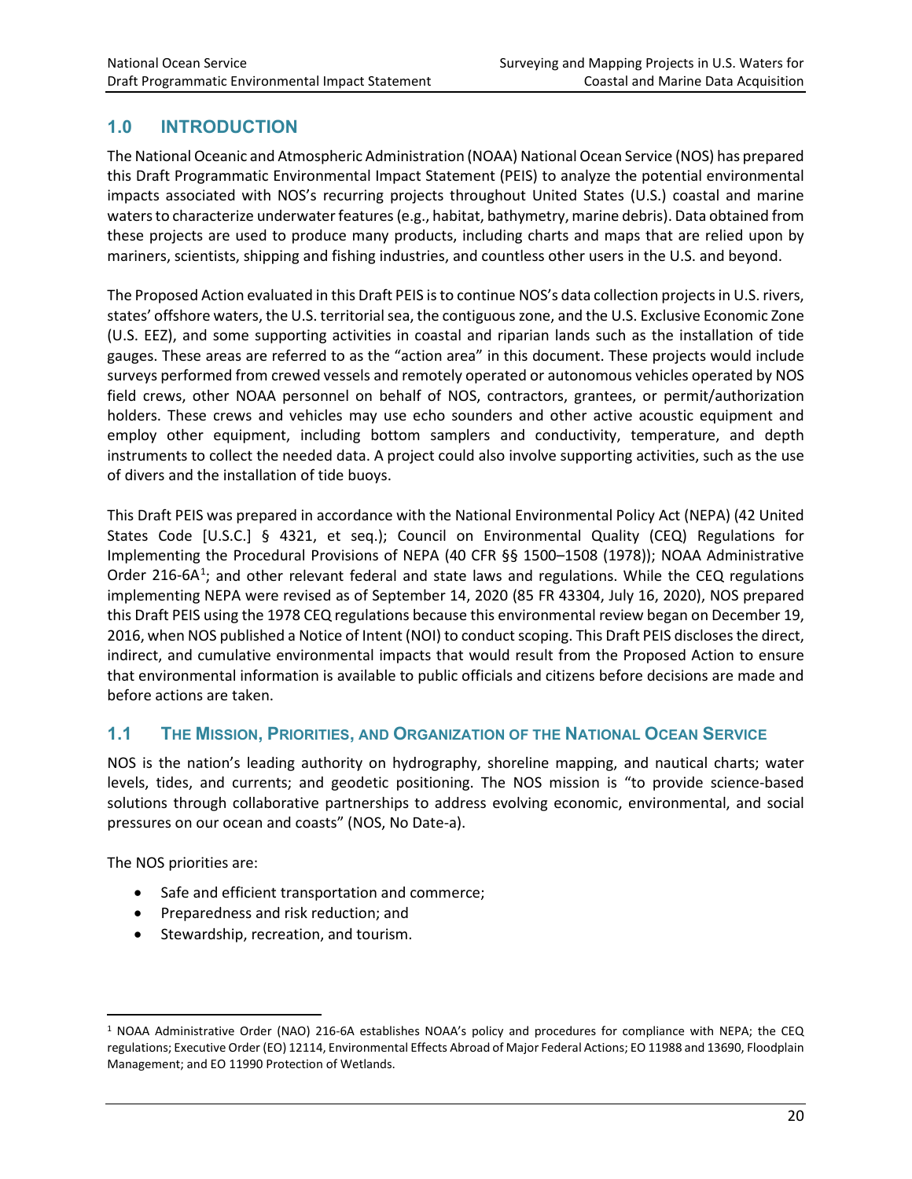# 1.0 INTRODUCTION

The National Oceanic and Atmospheric Administration (NOAA) National Ocean Service (NOS) has prepared this Draft Programmatic Environmental Impact Statement (PEIS) to analyze the potential environmental impacts associated with NOS's recurring projects throughout United States (U.S.) coastal and marine waters to characterize underwater features (e.g., habitat, bathymetry, marine debris). Data obtained from these projects are used to produce many products, including charts and maps that are relied upon by mariners, scientists, shipping and fishing industries, and countless other users in the U.S. and beyond.

The Proposed Action evaluated in this Draft PEIS is to continue NOS's data collection projects in U.S. rivers, states' offshore waters, the U.S. territorial sea, the contiguous zone, and the U.S. Exclusive Economic Zone (U.S. EEZ), and some supporting activities in coastal and riparian lands such as the installation of tide gauges. These areas are referred to as the "action area" in this document. These projects would include surveys performed from crewed vessels and remotely operated or autonomous vehicles operated by NOS field crews, other NOAA personnel on behalf of NOS, contractors, grantees, or permit/authorization holders. These crews and vehicles may use echo sounders and other active acoustic equipment and employ other equipment, including bottom samplers and conductivity, temperature, and depth instruments to collect the needed data. A project could also involve supporting activities, such as the use of divers and the installation of tide buoys.

This Draft PEIS was prepared in accordance with the National Environmental Policy Act (NEPA) (42 United States Code [U.S.C.] § 4321, et seq.); Council on Environmental Quality (CEQ) Regulations for Implementing the Procedural Provisions of NEPA (40 CFR §§ 1500–1508 (1978)); NOAA Administrative Order 216-6A[1]; and other relevant federal and state laws and regulations. While the CEQ regulations implementing NEPA were revised as of September 14, 2020 (85 FR 43304, July 16, 2020), NOS prepared this Draft PEIS using the 1978 CEQ regulations because this environmental review began on December 19, 2016, when NOS published a Notice of Intent (NOI) to conduct scoping. This Draft PEIS discloses the direct, indirect, and cumulative environmental impacts that would result from the Proposed Action to ensure that environmental information is available to public officials and citizens before decisions are made and before actions are taken.

## 1.1 THE MISSION, PRIORITIES, AND ORGANIZATION OF THE NATIONAL OCEAN SERVICE

NOS is the nation's leading authority on hydrography, shoreline mapping, and nautical charts; water levels, tides, and currents; and geodetic positioning. The NOS mission is "to provide science-based solutions through collaborative partnerships to address evolving economic, environmental, and social pressures on our ocean and coasts" (NOS, No Date-a).

The NOS priorities are:

- Safe and efficient transportation and commerce;
- Preparedness and risk reduction; and
- Stewardship, recreation, and tourism.

[1] NOAA Administrative Order (NAO) 216-6A establishes NOAA's policy and procedures for compliance with NEPA; the CEQ regulations; Executive Order (EO) 12114, Environmental Effects Abroad of Major Federal Actions; EO 11988 and 13690, Floodplain Management; and EO 11990 Protection of Wetlands.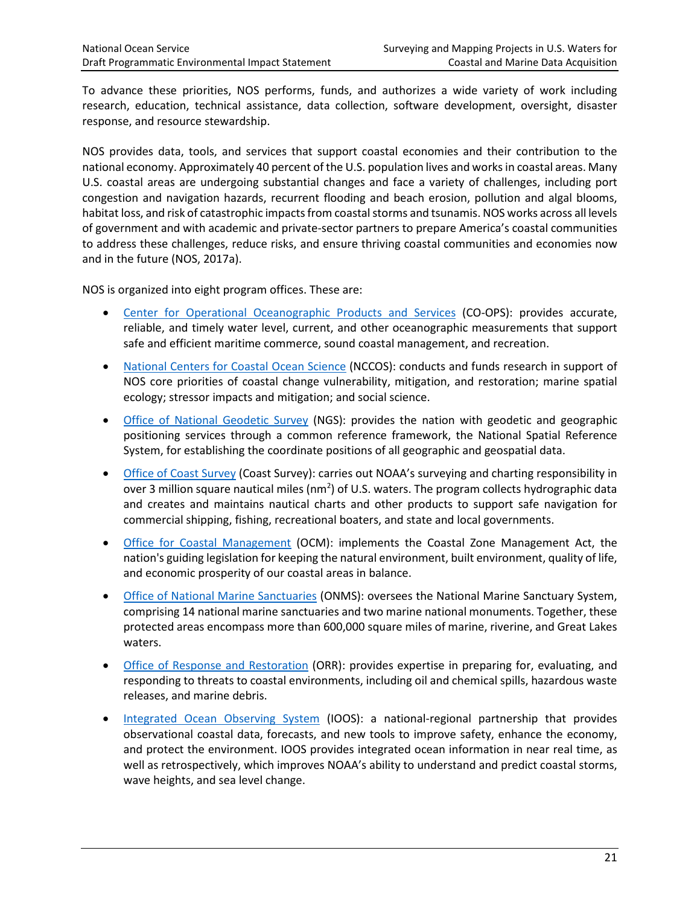To advance these priorities, NOS performs, funds, and authorizes a wide variety of work including research, education, technical assistance, data collection, software development, oversight, disaster response, and resource stewardship.

NOS provides data, tools, and services that support coastal economies and their contribution to the national economy. Approximately 40 percent of the U.S. population lives and works in coastal areas. Many U.S. coastal areas are undergoing substantial changes and face a variety of challenges, including port congestion and navigation hazards, recurrent flooding and beach erosion, pollution and algal blooms, habitat loss, and risk of catastrophic impacts from coastal storms and tsunamis. NOS works across all levels of government and with academic and private-sector partners to prepare America's coastal communities to address these challenges, reduce risks, and ensure thriving coastal communities and economies now and in the future (NOS, 2017a).

NOS is organized into eight program offices. These are:

- Center for Operational Oceanographic Products and Services (CO-OPS): provides accurate, reliable, and timely water level, current, and other oceanographic measurements that support safe and efficient maritime commerce, sound coastal management, and recreation.
- National Centers for Coastal Ocean Science (NCCOS): conducts and funds research in support of NOS core priorities of coastal change vulnerability, mitigation, and restoration; marine spatial ecology; stressor impacts and mitigation; and social science.
- Office of National Geodetic Survey (NGS): provides the nation with geodetic and geographic positioning services through a common reference framework, the National Spatial Reference System, for establishing the coordinate positions of all geographic and geospatial data.
- Office of Coast Survey (Coast Survey): carries out NOAA's surveying and charting responsibility in over 3 million square nautical miles ($nm^2$) of U.S. waters. The program collects hydrographic data and creates and maintains nautical charts and other products to support safe navigation for commercial shipping, fishing, recreational boaters, and state and local governments.
- Office for Coastal Management (OCM): implements the Coastal Zone Management Act, the nation's guiding legislation for keeping the natural environment, built environment, quality of life, and economic prosperity of our coastal areas in balance.
- Office of National Marine Sanctuaries (ONMS): oversees the National Marine Sanctuary System, comprising 14 national marine sanctuaries and two marine national monuments. Together, these protected areas encompass more than 600,000 square miles of marine, riverine, and Great Lakes waters.
- Office of Response and Restoration (ORR): provides expertise in preparing for, evaluating, and responding to threats to coastal environments, including oil and chemical spills, hazardous waste releases, and marine debris.
- Integrated Ocean Observing System (IOOS): a national-regional partnership that provides observational coastal data, forecasts, and new tools to improve safety, enhance the economy, and protect the environment. IOOS provides integrated ocean information in near real time, as well as retrospectively, which improves NOAA's ability to understand and predict coastal storms, wave heights, and sea level change.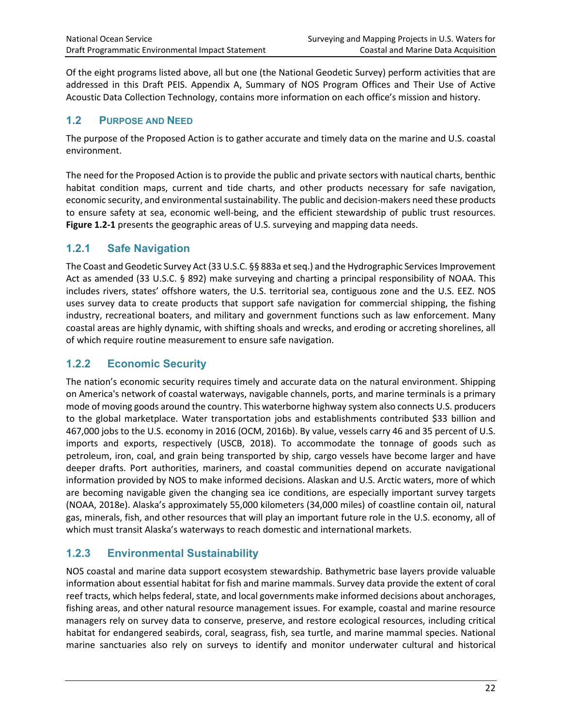Of the eight programs listed above, all but one (the National Geodetic Survey) perform activities that are addressed in this Draft PEIS. Appendix A, Summary of NOS Program Offices and Their Use of Active Acoustic Data Collection Technology, contains more information on each office's mission and history.

## 1.2 PURPOSE AND NEED

The purpose of the Proposed Action is to gather accurate and timely data on the marine and U.S. coastal environment.

The need for the Proposed Action is to provide the public and private sectors with nautical charts, benthic habitat condition maps, current and tide charts, and other products necessary for safe navigation, economic security, and environmental sustainability. The public and decision-makers need these products to ensure safety at sea, economic well-being, and the efficient stewardship of public trust resources. **Figure 1.2-1** presents the geographic areas of U.S. surveying and mapping data needs.

### 1.2.1 Safe Navigation

The Coast and Geodetic Survey Act (33 U.S.C. §§ 883a et seq.) and the Hydrographic Services Improvement Act as amended (33 U.S.C. § 892) make surveying and charting a principal responsibility of NOAA. This includes rivers, states' offshore waters, the U.S. territorial sea, contiguous zone and the U.S. EEZ. NOS uses survey data to create products that support safe navigation for commercial shipping, the fishing industry, recreational boaters, and military and government functions such as law enforcement. Many coastal areas are highly dynamic, with shifting shoals and wrecks, and eroding or accreting shorelines, all of which require routine measurement to ensure safe navigation.

### 1.2.2 Economic Security

The nation's economic security requires timely and accurate data on the natural environment. Shipping on America's network of coastal waterways, navigable channels, ports, and marine terminals is a primary mode of moving goods around the country. This waterborne highway system also connects U.S. producers to the global marketplace. Water transportation jobs and establishments contributed $33 billion and 467,000 jobs to the U.S. economy in 2016 (OCM, 2016b). By value, vessels carry 46 and 35 percent of U.S. imports and exports, respectively (USCB, 2018). To accommodate the tonnage of goods such as petroleum, iron, coal, and grain being transported by ship, cargo vessels have become larger and have deeper drafts. Port authorities, mariners, and coastal communities depend on accurate navigational information provided by NOS to make informed decisions. Alaskan and U.S. Arctic waters, more of which are becoming navigable given the changing sea ice conditions, are especially important survey targets (NOAA, 2018e). Alaska's approximately 55,000 kilometers (34,000 miles) of coastline contain oil, natural gas, minerals, fish, and other resources that will play an important future role in the U.S. economy, all of which must transit Alaska's waterways to reach domestic and international markets.

### 1.2.3 Environmental Sustainability

NOS coastal and marine data support ecosystem stewardship. Bathymetric base layers provide valuable information about essential habitat for fish and marine mammals. Survey data provide the extent of coral reef tracts, which helps federal, state, and local governments make informed decisions about anchorages, fishing areas, and other natural resource management issues. For example, coastal and marine resource managers rely on survey data to conserve, preserve, and restore ecological resources, including critical habitat for endangered seabirds, coral, seagrass, fish, sea turtle, and marine mammal species. National marine sanctuaries also rely on surveys to identify and monitor underwater cultural and historical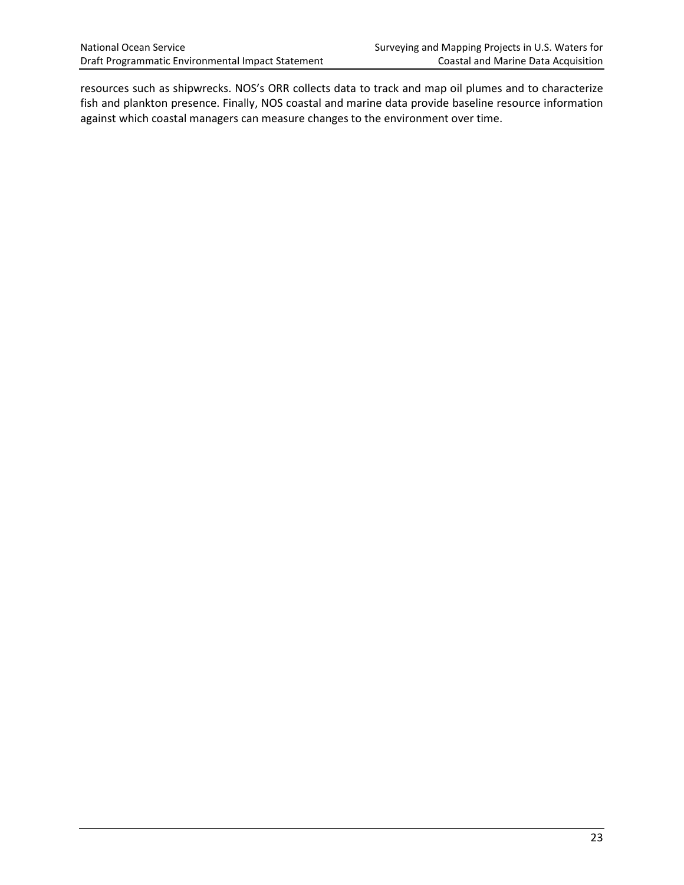resources such as shipwrecks. NOS's ORR collects data to track and map oil plumes and to characterize fish and plankton presence. Finally, NOS coastal and marine data provide baseline resource information against which coastal managers can measure changes to the environment over time.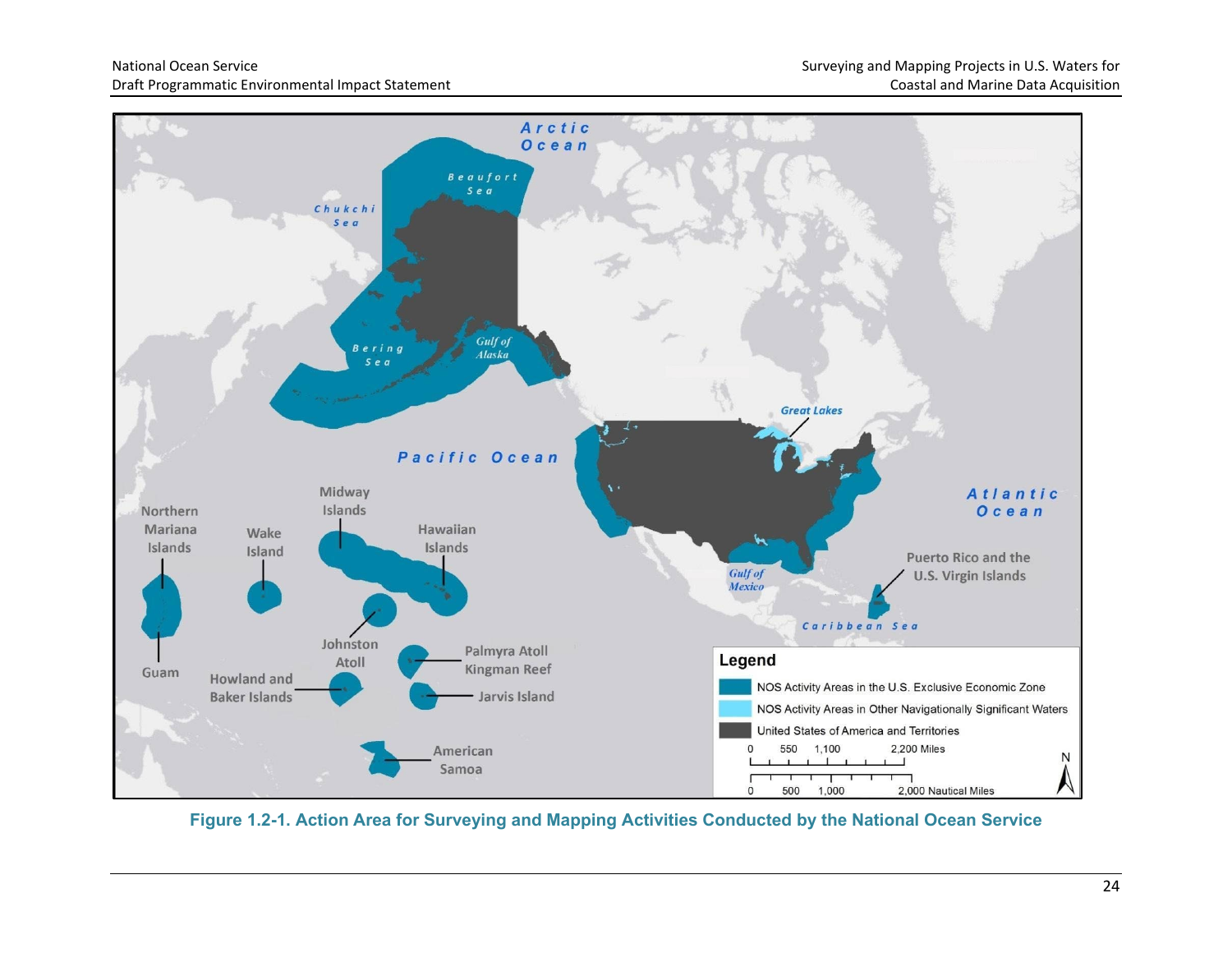Figure 1.2-1. Action Area for Surveying and Mapping Activities Conducted by the National Ocean Service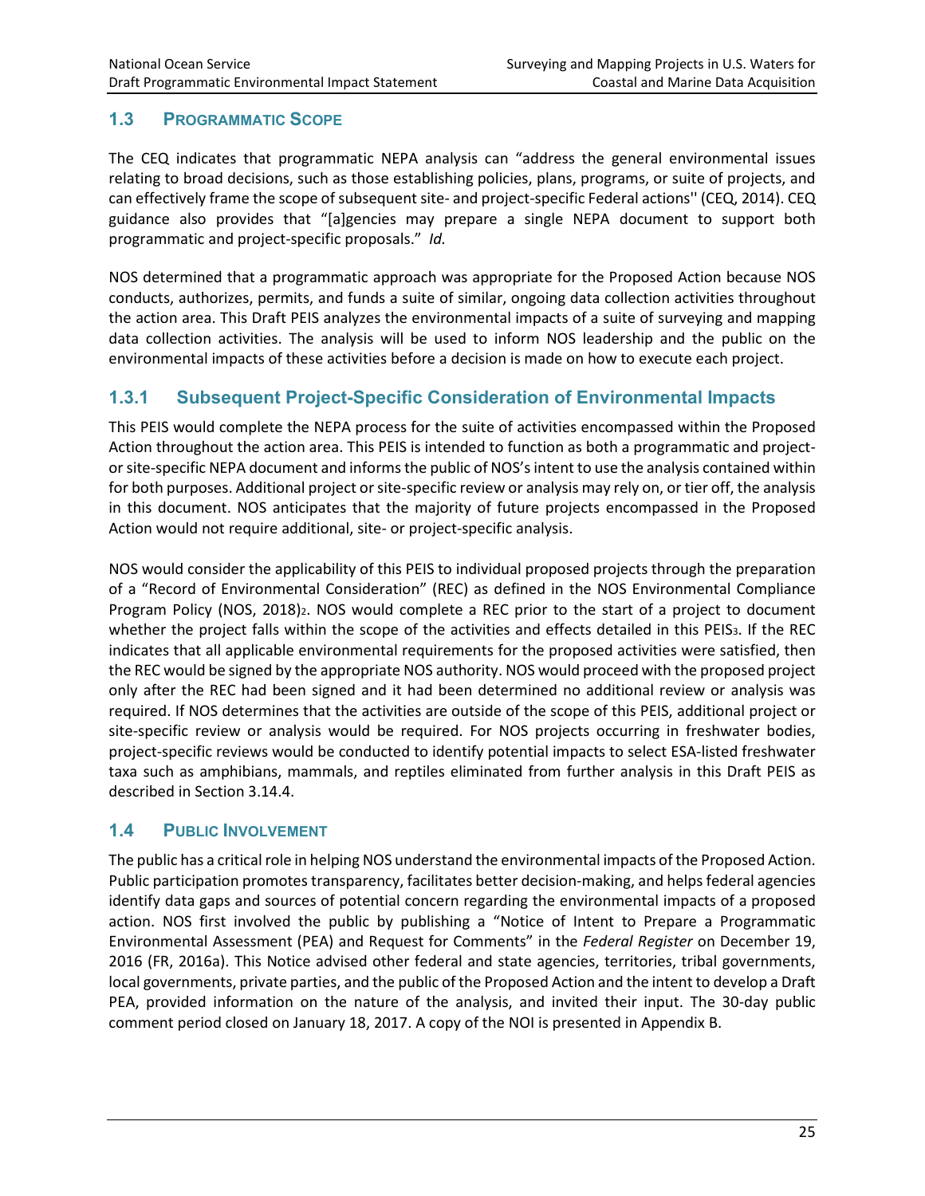## 1.3 PROGRAMMATIC SCOPE

The CEQ indicates that programmatic NEPA analysis can "address the general environmental issues relating to broad decisions, such as those establishing policies, plans, programs, or suite of projects, and can effectively frame the scope of subsequent site- and project-specific Federal actions'' (CEQ, 2014). CEQ guidance also provides that "[a]gencies may prepare a single NEPA document to support both programmatic and project-specific proposals." *Id.*

NOS determined that a programmatic approach was appropriate for the Proposed Action because NOS conducts, authorizes, permits, and funds a suite of similar, ongoing data collection activities throughout the action area. This Draft PEIS analyzes the environmental impacts of a suite of surveying and mapping data collection activities. The analysis will be used to inform NOS leadership and the public on the environmental impacts of these activities before a decision is made on how to execute each project.

### 1.3.1 Subsequent Project-Specific Consideration of Environmental Impacts

This PEIS would complete the NEPA process for the suite of activities encompassed within the Proposed Action throughout the action area. This PEIS is intended to function as both a programmatic and project- or site-specific NEPA document and informs the public of NOS's intent to use the analysis contained within for both purposes. Additional project or site-specific review or analysis may rely on, or tier off, the analysis in this document. NOS anticipates that the majority of future projects encompassed in the Proposed Action would not require additional, site- or project-specific analysis.

NOS would consider the applicability of this PEIS to individual proposed projects through the preparation of a "Record of Environmental Consideration" (REC) as defined in the NOS Environmental Compliance Program Policy (NOS, 2018)[2]. NOS would complete a REC prior to the start of a project to document whether the project falls within the scope of the activities and effects detailed in this PEIS[3]. If the REC indicates that all applicable environmental requirements for the proposed activities were satisfied, then the REC would be signed by the appropriate NOS authority. NOS would proceed with the proposed project only after the REC had been signed and it had been determined no additional review or analysis was required. If NOS determines that the activities are outside of the scope of this PEIS, additional project or site-specific review or analysis would be required. For NOS projects occurring in freshwater bodies, project-specific reviews would be conducted to identify potential impacts to select ESA-listed freshwater taxa such as amphibians, mammals, and reptiles eliminated from further analysis in this Draft PEIS as described in Section 3.14.4.

## 1.4 PUBLIC INVOLVEMENT

The public has a critical role in helping NOS understand the environmental impacts of the Proposed Action. Public participation promotes transparency, facilitates better decision-making, and helps federal agencies identify data gaps and sources of potential concern regarding the environmental impacts of a proposed action. NOS first involved the public by publishing a "Notice of Intent to Prepare a Programmatic Environmental Assessment (PEA) and Request for Comments" in the *Federal Register* on December 19, 2016 (FR, 2016a). This Notice advised other federal and state agencies, territories, tribal governments, local governments, private parties, and the public of the Proposed Action and the intent to develop a Draft PEA, provided information on the nature of the analysis, and invited their input. The 30-day public comment period closed on January 18, 2017. A copy of the NOI is presented in Appendix B.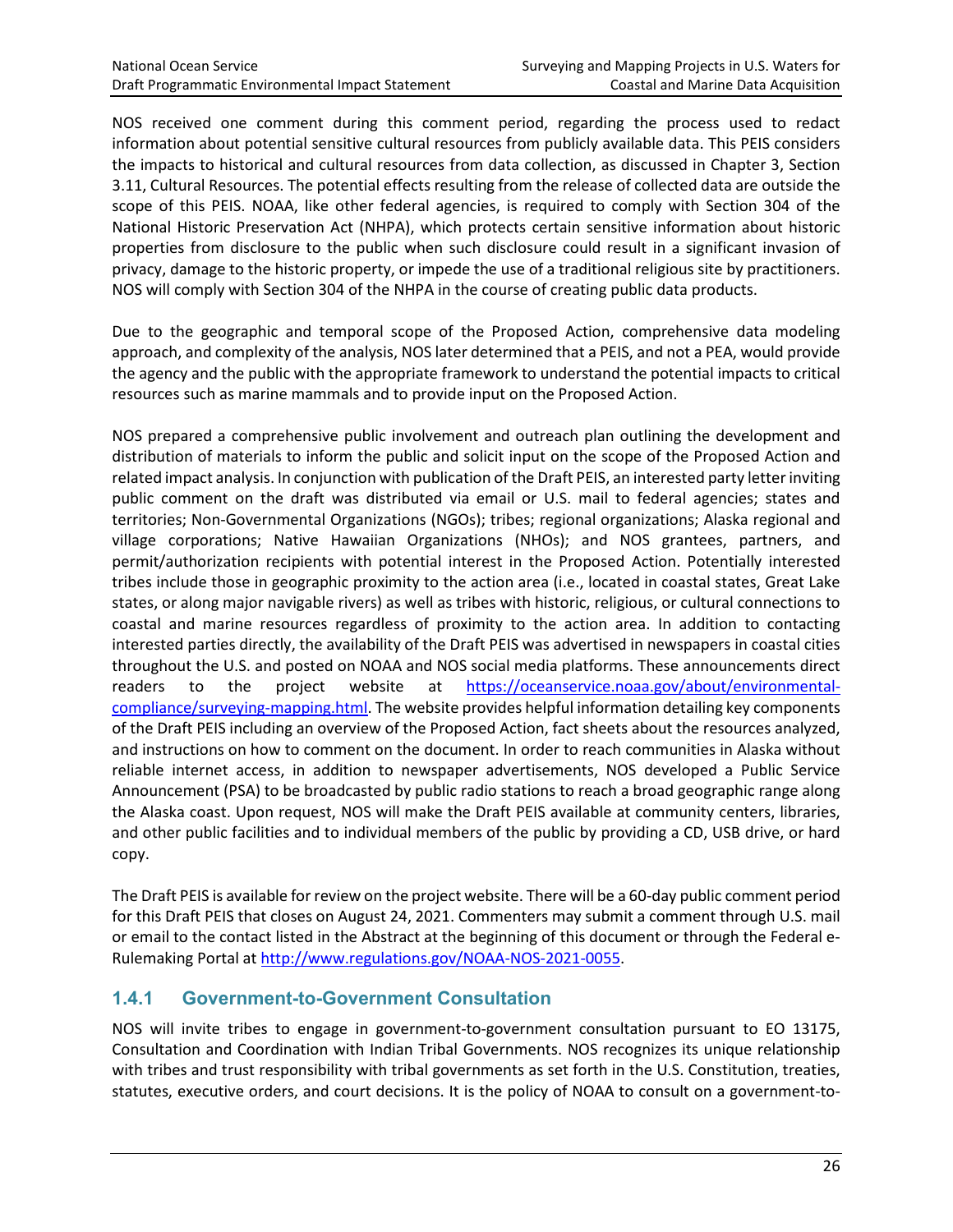NOS received one comment during this comment period, regarding the process used to redact information about potential sensitive cultural resources from publicly available data. This PEIS considers the impacts to historical and cultural resources from data collection, as discussed in Chapter 3, Section 3.11, Cultural Resources. The potential effects resulting from the release of collected data are outside the scope of this PEIS. NOAA, like other federal agencies, is required to comply with Section 304 of the National Historic Preservation Act (NHPA), which protects certain sensitive information about historic properties from disclosure to the public when such disclosure could result in a significant invasion of privacy, damage to the historic property, or impede the use of a traditional religious site by practitioners. NOS will comply with Section 304 of the NHPA in the course of creating public data products.

Due to the geographic and temporal scope of the Proposed Action, comprehensive data modeling approach, and complexity of the analysis, NOS later determined that a PEIS, and not a PEA, would provide the agency and the public with the appropriate framework to understand the potential impacts to critical resources such as marine mammals and to provide input on the Proposed Action.

NOS prepared a comprehensive public involvement and outreach plan outlining the development and distribution of materials to inform the public and solicit input on the scope of the Proposed Action and related impact analysis. In conjunction with publication of the Draft PEIS, an interested party letter inviting public comment on the draft was distributed via email or U.S. mail to federal agencies; states and territories; Non-Governmental Organizations (NGOs); tribes; regional organizations; Alaska regional and village corporations; Native Hawaiian Organizations (NHOs); and NOS grantees, partners, and permit/authorization recipients with potential interest in the Proposed Action. Potentially interested tribes include those in geographic proximity to the action area (i.e., located in coastal states, Great Lake states, or along major navigable rivers) as well as tribes with historic, religious, or cultural connections to coastal and marine resources regardless of proximity to the action area. In addition to contacting interested parties directly, the availability of the Draft PEIS was advertised in newspapers in coastal cities throughout the U.S. and posted on NOAA and NOS social media platforms. These announcements direct readers to the project website at [https://oceanservice.noaa.gov/about/environmental-compliance/surveying-mapping.html](https://oceanservice.noaa.gov/about/environmental-compliance/surveying-mapping.html). The website provides helpful information detailing key components of the Draft PEIS including an overview of the Proposed Action, fact sheets about the resources analyzed, and instructions on how to comment on the document. In order to reach communities in Alaska without reliable internet access, in addition to newspaper advertisements, NOS developed a Public Service Announcement (PSA) to be broadcasted by public radio stations to reach a broad geographic range along the Alaska coast. Upon request, NOS will make the Draft PEIS available at community centers, libraries, and other public facilities and to individual members of the public by providing a CD, USB drive, or hard copy.

The Draft PEIS is available for review on the project website. There will be a 60-day public comment period for this Draft PEIS that closes on August 24, 2021. Commenters may submit a comment through U.S. mail or email to the contact listed in the Abstract at the beginning of this document or through the Federal e-Rulemaking Portal at [http://www.regulations.gov/NOAA-NOS-2021-0055](http://www.regulations.gov/NOAA-NOS-2021-0055).

### 1.4.1 Government-to-Government Consultation

NOS will invite tribes to engage in government-to-government consultation pursuant to EO 13175, Consultation and Coordination with Indian Tribal Governments. NOS recognizes its unique relationship with tribes and trust responsibility with tribal governments as set forth in the U.S. Constitution, treaties, statutes, executive orders, and court decisions. It is the policy of NOAA to consult on a government-to-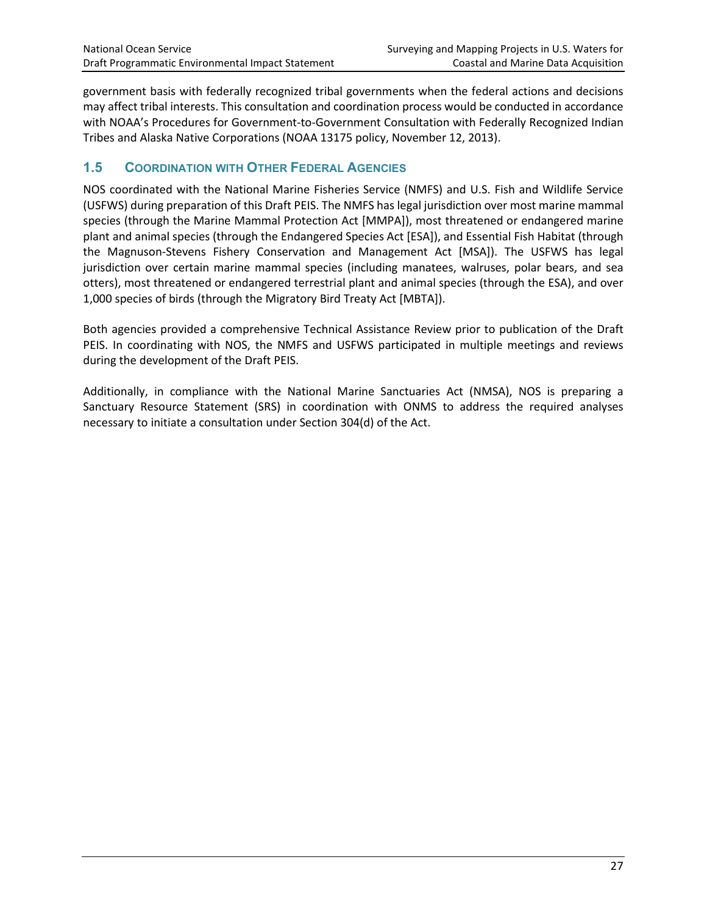government basis with federally recognized tribal governments when the federal actions and decisions may affect tribal interests. This consultation and coordination process would be conducted in accordance with NOAA's Procedures for Government-to-Government Consultation with Federally Recognized Indian Tribes and Alaska Native Corporations (NOAA 13175 policy, November 12, 2013).

## 1.5 Coordination with Other Federal Agencies

NOS coordinated with the National Marine Fisheries Service (NMFS) and U.S. Fish and Wildlife Service (USFWS) during preparation of this Draft PEIS. The NMFS has legal jurisdiction over most marine mammal species (through the Marine Mammal Protection Act [MMPA]), most threatened or endangered marine plant and animal species (through the Endangered Species Act [ESA]), and Essential Fish Habitat (through the Magnuson-Stevens Fishery Conservation and Management Act [MSA]). The USFWS has legal jurisdiction over certain marine mammal species (including manatees, walruses, polar bears, and sea otters), most threatened or endangered terrestrial plant and animal species (through the ESA), and over 1,000 species of birds (through the Migratory Bird Treaty Act [MBTA]).

Both agencies provided a comprehensive Technical Assistance Review prior to publication of the Draft PEIS. In coordinating with NOS, the NMFS and USFWS participated in multiple meetings and reviews during the development of the Draft PEIS.

Additionally, in compliance with the National Marine Sanctuaries Act (NMSA), NOS is preparing a Sanctuary Resource Statement (SRS) in coordination with ONMS to address the required analyses necessary to initiate a consultation under Section 304(d) of the Act.